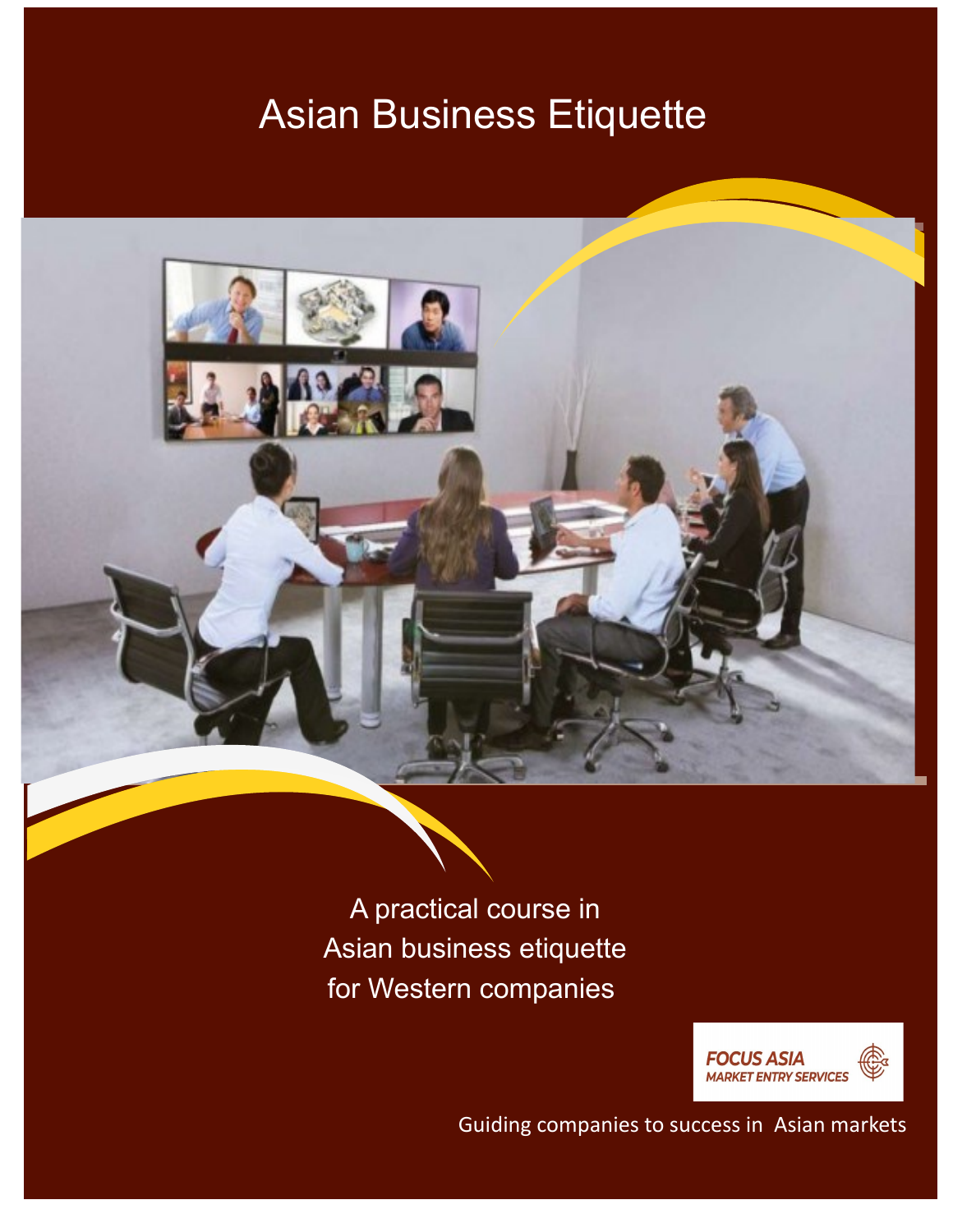# Asian Business Etiquette

A practical course in
Asian business etiquette
for Western companies

FOCUS ASIA
MARKET ENTRY SERVICES

Guiding companies to success in Asian markets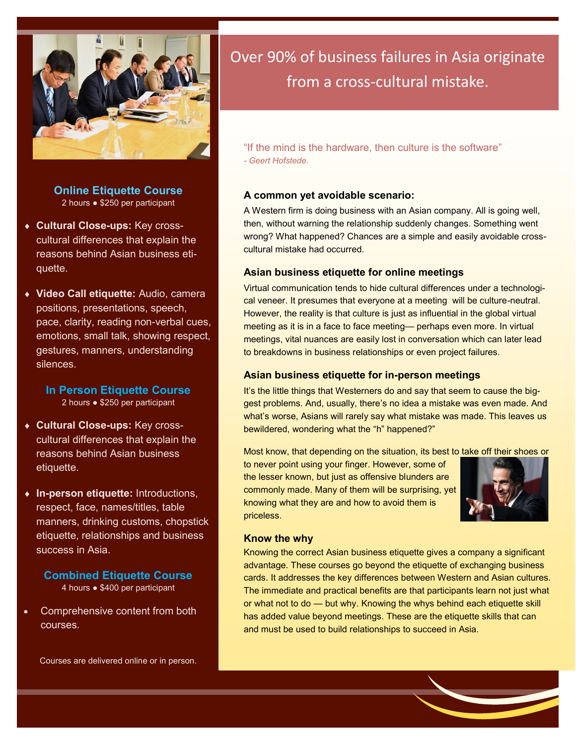## Online Etiquette Course

2 hours • $250 per participant

- **Cultural Close-ups:** Key cross-cultural differences that explain the reasons behind Asian business etiquette.
- **Video Call etiquette:** Audio, camera positions, presentations, speech, pace, clarity, reading non-verbal cues, emotions, small talk, showing respect, gestures, manners, understanding silences.

## In Person Etiquette Course

2 hours • $250 per participant

- **Cultural Close-ups:** Key cross-cultural differences that explain the reasons behind Asian business etiquette.
- **In-person etiquette:** Introductions, respect, face, names/titles, table manners, drinking customs, chopstick etiquette, relationships and business success in Asia.

## Combined Etiquette Course

4 hours • $400 per participant

- Comprehensive content from both courses.

Courses are delivered online or in person.

# Over 90% of business failures in Asia originate from a cross-cultural mistake.

"If the mind is the hardware, then culture is the software"
*- Geert Hofstede.*

### A common yet avoidable scenario:

A Western firm is doing business with an Asian company. All is going well, then, without warning the relationship suddenly changes. Something went wrong? What happened? Chances are a simple and easily avoidable cross-cultural mistake had occurred.

### Asian business etiquette for online meetings

Virtual communication tends to hide cultural differences under a technological veneer. It presumes that everyone at a meeting will be culture-neutral. However, the reality is that culture is just as influential in the global virtual meeting as it is in a face to face meeting— perhaps even more. In virtual meetings, vital nuances are easily lost in conversation which can later lead to breakdowns in business relationships or even project failures.

### Asian business etiquette for in-person meetings

It's the little things that Westerners do and say that seem to cause the biggest problems. And, usually, there's no idea a mistake was even made. And what's worse, Asians will rarely say what mistake was made. This leaves us bewildered, wondering what the "h" happened?"

Most know, that depending on the situation, its best to take off their shoes or to never point using your finger. However, some of the lesser known, but just as offensive blunders are commonly made. Many of them will be surprising, yet knowing what they are and how to avoid them is priceless.

### Know the why

Knowing the correct Asian business etiquette gives a company a significant advantage. These courses go beyond the etiquette of exchanging business cards. It addresses the key differences between Western and Asian cultures. The immediate and practical benefits are that participants learn not just what or what not to do — but why. Knowing the whys behind each etiquette skill has added value beyond meetings. These are the etiquette skills that can and must be used to build relationships to succeed in Asia.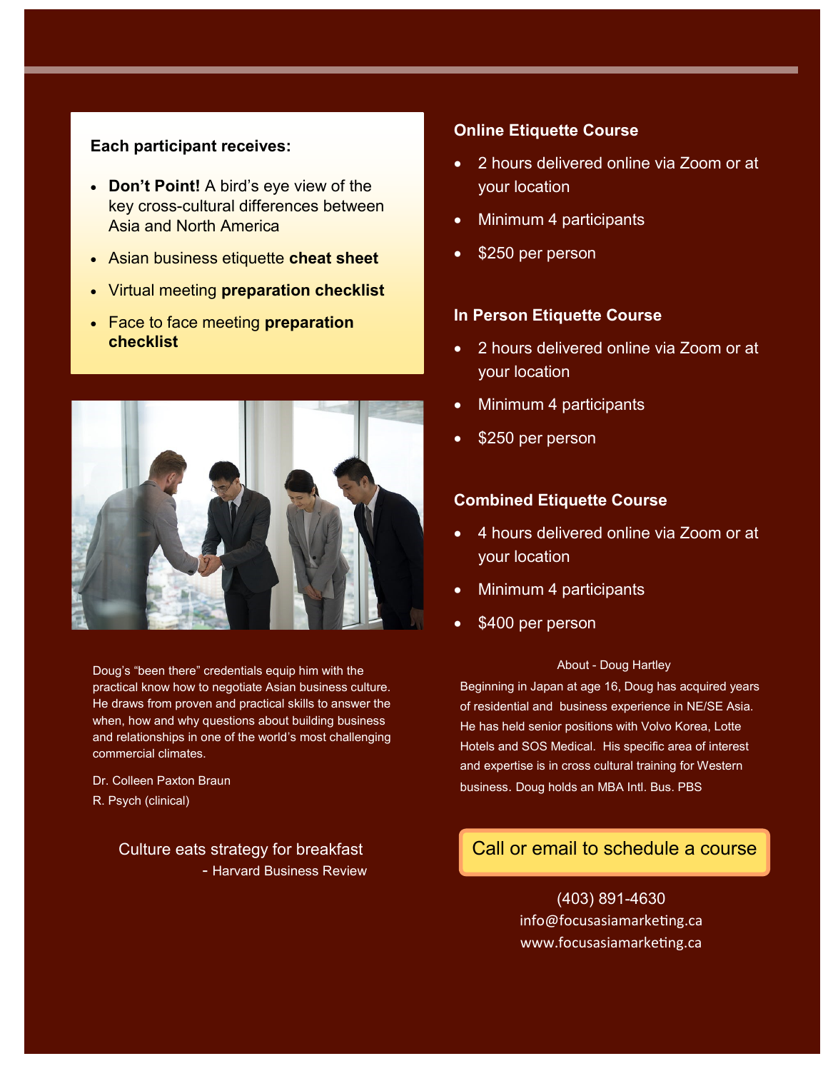**Each participant receives:**

- **Don't Point!** A bird's eye view of the key cross-cultural differences between Asia and North America
- Asian business etiquette **cheat sheet**
- Virtual meeting **preparation checklist**
- Face to face meeting **preparation checklist**

Doug's "been there" credentials equip him with the practical know how to negotiate Asian business culture. He draws from proven and practical skills to answer the when, how and why questions about building business and relationships in one of the world's most challenging commercial climates.

Dr. Colleen Paxton Braun
R. Psych (clinical)

Culture eats strategy for breakfast
- Harvard Business Review

### Online Etiquette Course

- 2 hours delivered online via Zoom or at your location
- Minimum 4 participants
- $250 per person

### In Person Etiquette Course

- 2 hours delivered online via Zoom or at your location
- Minimum 4 participants
- $250 per person

### Combined Etiquette Course

- 4 hours delivered online via Zoom or at your location
- Minimum 4 participants
- $400 per person

About - Doug Hartley

Beginning in Japan at age 16, Doug has acquired years of residential and business experience in NE/SE Asia. He has held senior positions with Volvo Korea, Lotte Hotels and SOS Medical. His specific area of interest and expertise is in cross cultural training for Western business. Doug holds an MBA Intl. Bus. PBS

Call or email to schedule a course

(403) 891-4630
info@focusasiamarketing.ca
www.focusasiamarketing.ca